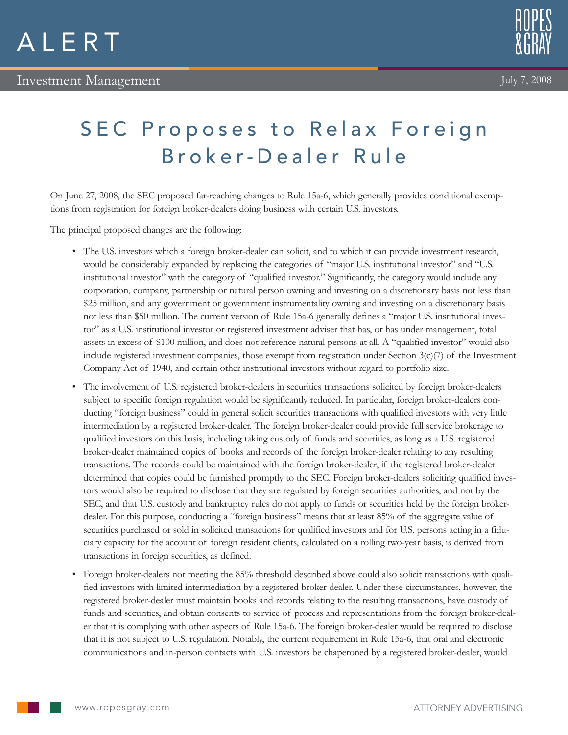ALERT

Investment Management

July 7, 2008

# SEC Proposes to Relax Foreign Broker-Dealer Rule

On June 27, 2008, the SEC proposed far-reaching changes to Rule 15a-6, which generally provides conditional exemptions from registration for foreign broker-dealers doing business with certain U.S. investors.

The principal proposed changes are the following:

- The U.S. investors which a foreign broker-dealer can solicit, and to which it can provide investment research, would be considerably expanded by replacing the categories of "major U.S. institutional investor" and "U.S. institutional investor" with the category of "qualified investor." Significantly, the category would include any corporation, company, partnership or natural person owning and investing on a discretionary basis not less than $25 million, and any government or government instrumentality owning and investing on a discretionary basis not less than $50 million. The current version of Rule 15a-6 generally defines a "major U.S. institutional investor" as a U.S. institutional investor or registered investment adviser that has, or has under management, total assets in excess of $100 million, and does not reference natural persons at all. A "qualified investor" would also include registered investment companies, those exempt from registration under Section 3(c)(7) of the Investment Company Act of 1940, and certain other institutional investors without regard to portfolio size.
- The involvement of U.S. registered broker-dealers in securities transactions solicited by foreign broker-dealers subject to specific foreign regulation would be significantly reduced. In particular, foreign broker-dealers conducting "foreign business" could in general solicit securities transactions with qualified investors with very little intermediation by a registered broker-dealer. The foreign broker-dealer could provide full service brokerage to qualified investors on this basis, including taking custody of funds and securities, as long as a U.S. registered broker-dealer maintained copies of books and records of the foreign broker-dealer relating to any resulting transactions. The records could be maintained with the foreign broker-dealer, if the registered broker-dealer determined that copies could be furnished promptly to the SEC. Foreign broker-dealers soliciting qualified investors would also be required to disclose that they are regulated by foreign securities authorities, and not by the SEC, and that U.S. custody and bankruptcy rules do not apply to funds or securities held by the foreign broker-dealer. For this purpose, conducting a "foreign business" means that at least 85% of the aggregate value of securities purchased or sold in solicited transactions for qualified investors and for U.S. persons acting in a fiduciary capacity for the account of foreign resident clients, calculated on a rolling two-year basis, is derived from transactions in foreign securities, as defined.
- Foreign broker-dealers not meeting the 85% threshold described above could also solicit transactions with qualified investors with limited intermediation by a registered broker-dealer. Under these circumstances, however, the registered broker-dealer must maintain books and records relating to the resulting transactions, have custody of funds and securities, and obtain consents to service of process and representations from the foreign broker-dealer that it is complying with other aspects of Rule 15a-6. The foreign broker-dealer would be required to disclose that it is not subject to U.S. regulation. Notably, the current requirement in Rule 15a-6, that oral and electronic communications and in-person contacts with U.S. investors be chaperoned by a registered broker-dealer, would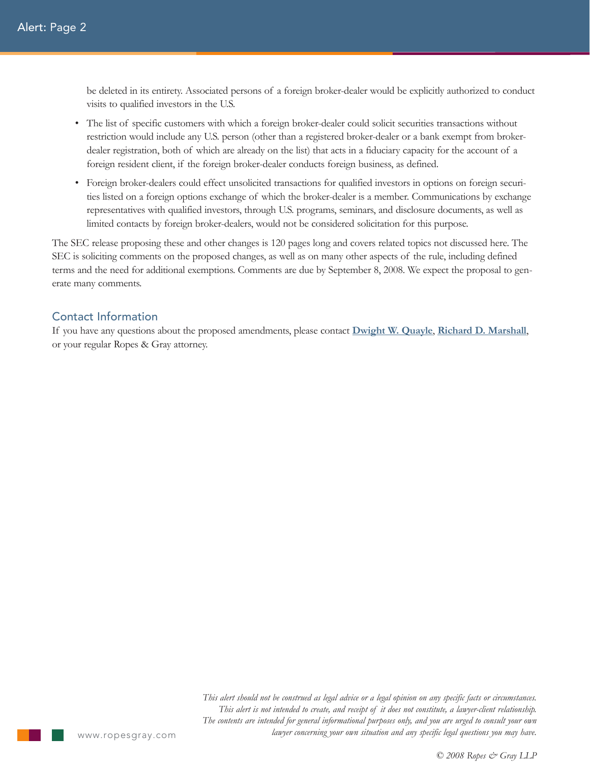be deleted in its entirety. Associated persons of a foreign broker-dealer would be explicitly authorized to conduct visits to qualified investors in the U.S.

- The list of specific customers with which a foreign broker-dealer could solicit securities transactions without restriction would include any U.S. person (other than a registered broker-dealer or a bank exempt from broker-dealer registration, both of which are already on the list) that acts in a fiduciary capacity for the account of a foreign resident client, if the foreign broker-dealer conducts foreign business, as defined.
- Foreign broker-dealers could effect unsolicited transactions for qualified investors in options on foreign securities listed on a foreign options exchange of which the broker-dealer is a member. Communications by exchange representatives with qualified investors, through U.S. programs, seminars, and disclosure documents, as well as limited contacts by foreign broker-dealers, would not be considered solicitation for this purpose.

The SEC release proposing these and other changes is 120 pages long and covers related topics not discussed here. The SEC is soliciting comments on the proposed changes, as well as on many other aspects of the rule, including defined terms and the need for additional exemptions. Comments are due by September 8, 2008. We expect the proposal to generate many comments.

## Contact Information

If you have any questions about the proposed amendments, please contact **Dwight W. Quayle**, **Richard D. Marshall**, or your regular Ropes & Gray attorney.

*This alert should not be construed as legal advice or a legal opinion on any specific facts or circumstances. This alert is not intended to create, and receipt of it does not constitute, a lawyer-client relationship. The contents are intended for general informational purposes only, and you are urged to consult your own lawyer concerning your own situation and any specific legal questions you may have.*

www.ropesgray.com

© 2008 Ropes & Gray LLP